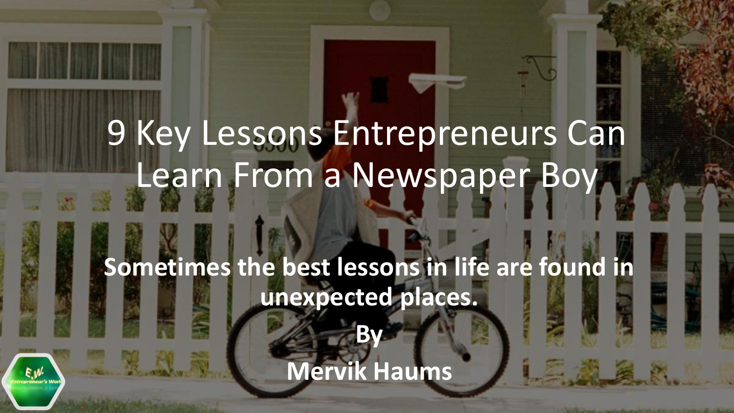# 9 Key Lessons Entrepreneurs Can Learn From a Newspaper Boy

**Sometimes the best lessons in life are found in unexpected places.**

**By**

**Mervik Haums**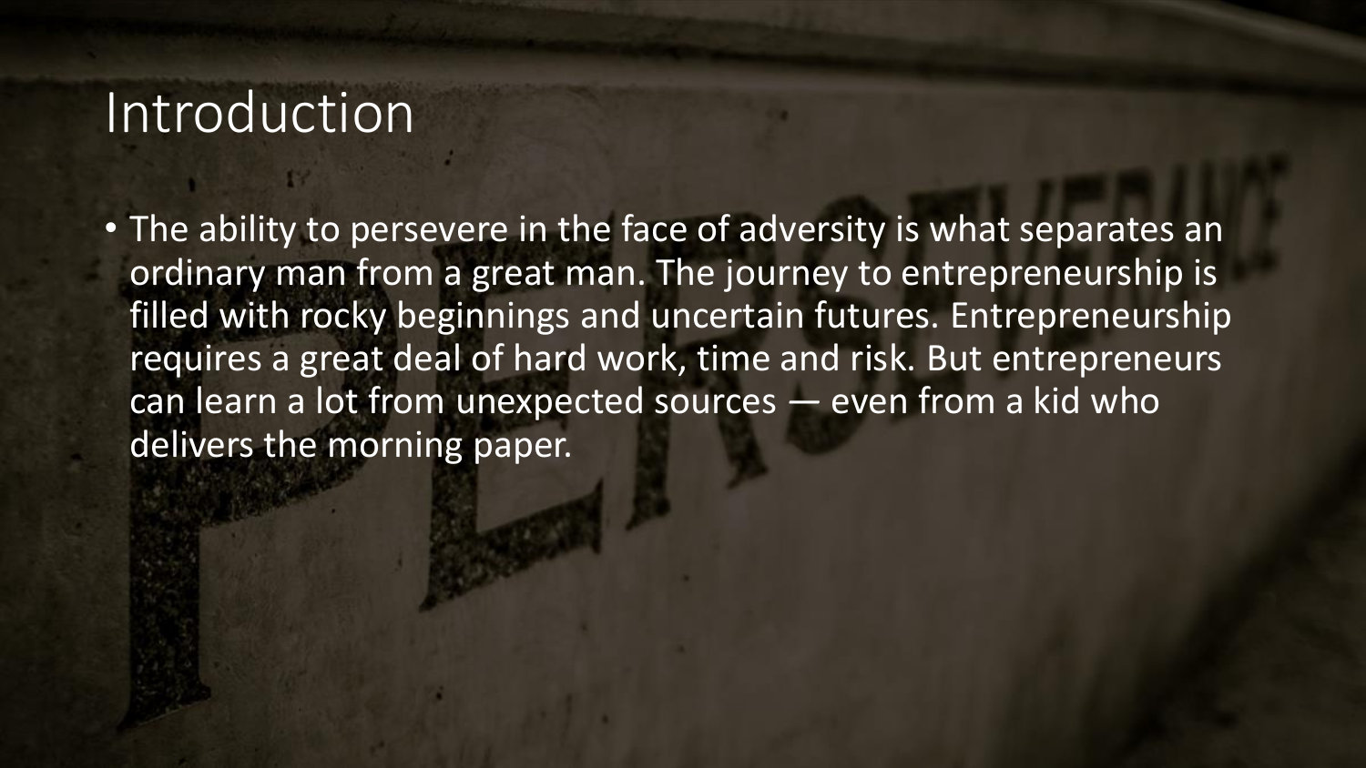# Introduction

- The ability to persevere in the face of adversity is what separates an ordinary man from a great man. The journey to entrepreneurship is filled with rocky beginnings and uncertain futures. Entrepreneurship requires a great deal of hard work, time and risk. But entrepreneurs can learn a lot from unexpected sources — even from a kid who delivers the morning paper.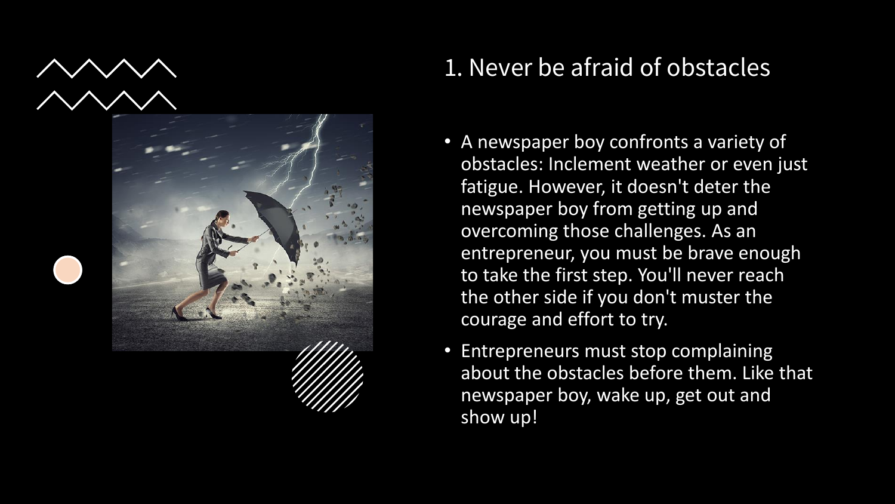# 1. Never be afraid of obstacles

- A newspaper boy confronts a variety of obstacles: Inclement weather or even just fatigue. However, it doesn't deter the newspaper boy from getting up and overcoming those challenges. As an entrepreneur, you must be brave enough to take the first step. You'll never reach the other side if you don't muster the courage and effort to try.
- Entrepreneurs must stop complaining about the obstacles before them. Like that newspaper boy, wake up, get out and show up!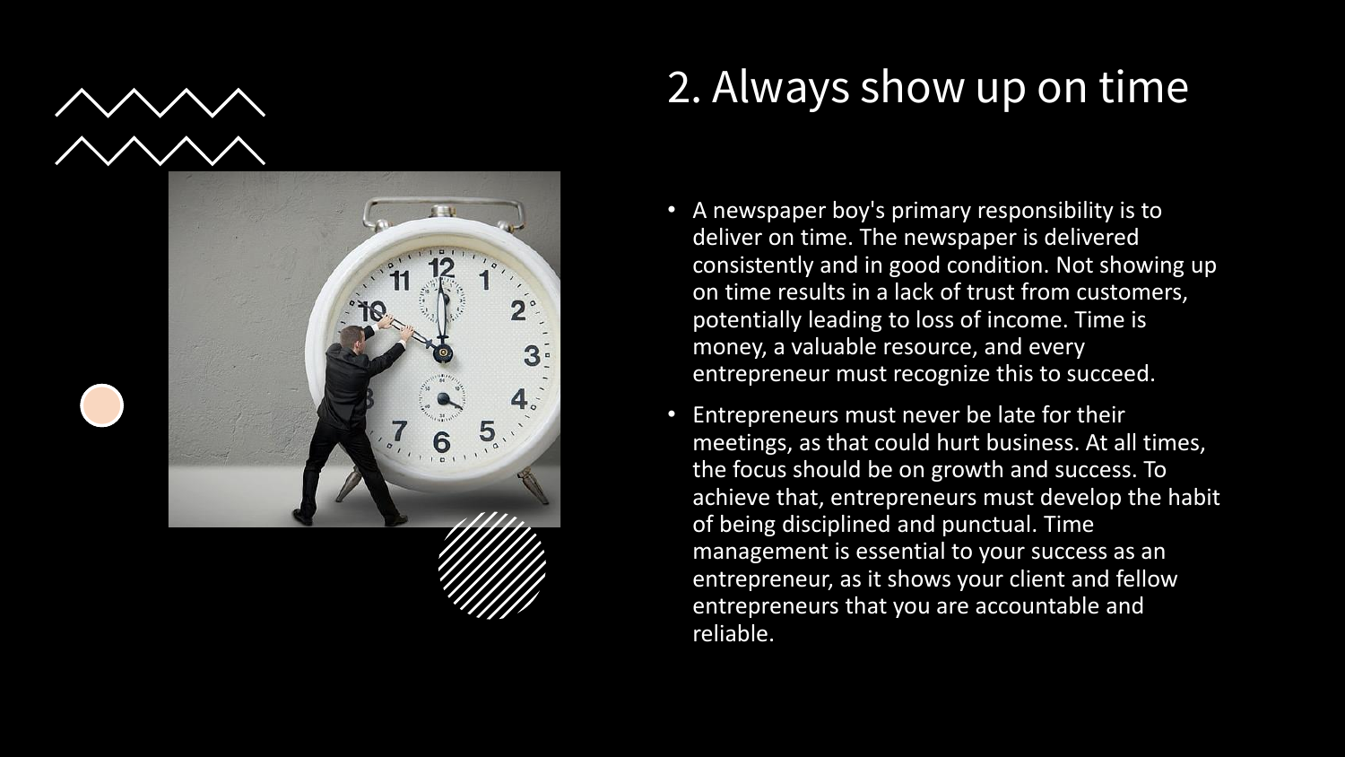# 2. Always show up on time

- A newspaper boy's primary responsibility is to deliver on time. The newspaper is delivered consistently and in good condition. Not showing up on time results in a lack of trust from customers, potentially leading to loss of income. Time is money, a valuable resource, and every entrepreneur must recognize this to succeed.
- Entrepreneurs must never be late for their meetings, as that could hurt business. At all times, the focus should be on growth and success. To achieve that, entrepreneurs must develop the habit of being disciplined and punctual. Time management is essential to your success as an entrepreneur, as it shows your client and fellow entrepreneurs that you are accountable and reliable.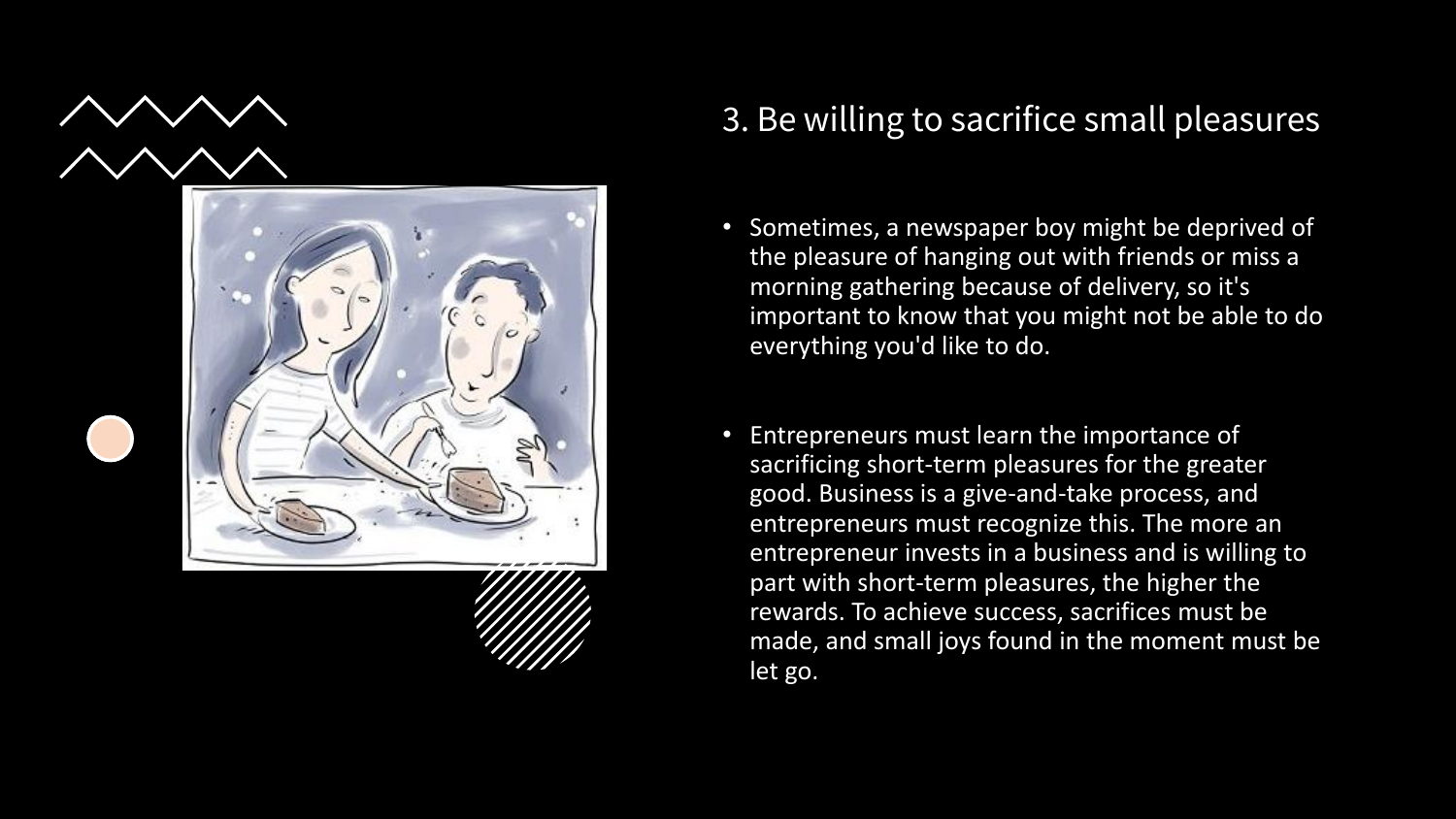## 3. Be willing to sacrifice small pleasures

- Sometimes, a newspaper boy might be deprived of the pleasure of hanging out with friends or miss a morning gathering because of delivery, so it's important to know that you might not be able to do everything you'd like to do.

- Entrepreneurs must learn the importance of sacrificing short-term pleasures for the greater good. Business is a give-and-take process, and entrepreneurs must recognize this. The more an entrepreneur invests in a business and is willing to part with short-term pleasures, the higher the rewards. To achieve success, sacrifices must be made, and small joys found in the moment must be let go.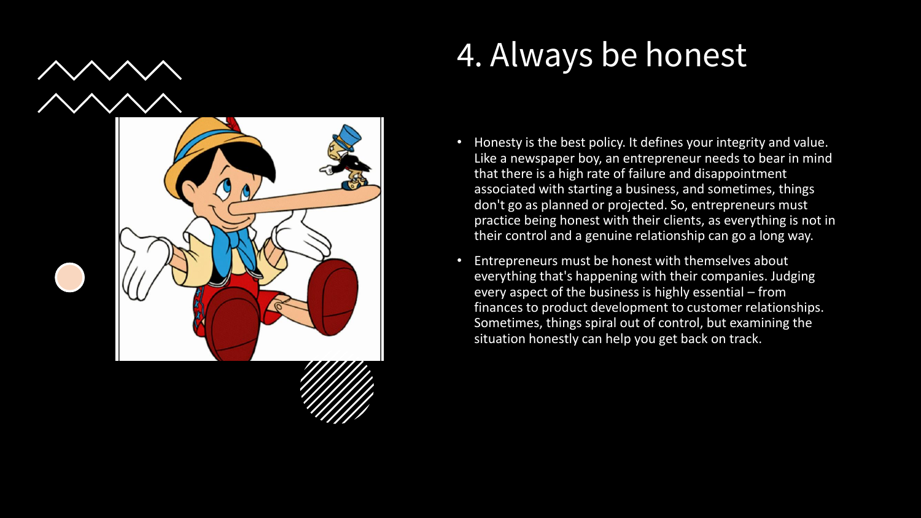# 4. Always be honest

- Honesty is the best policy. It defines your integrity and value. Like a newspaper boy, an entrepreneur needs to bear in mind that there is a high rate of failure and disappointment associated with starting a business, and sometimes, things don't go as planned or projected. So, entrepreneurs must practice being honest with their clients, as everything is not in their control and a genuine relationship can go a long way.
- Entrepreneurs must be honest with themselves about everything that's happening with their companies. Judging every aspect of the business is highly essential – from finances to product development to customer relationships. Sometimes, things spiral out of control, but examining the situation honestly can help you get back on track.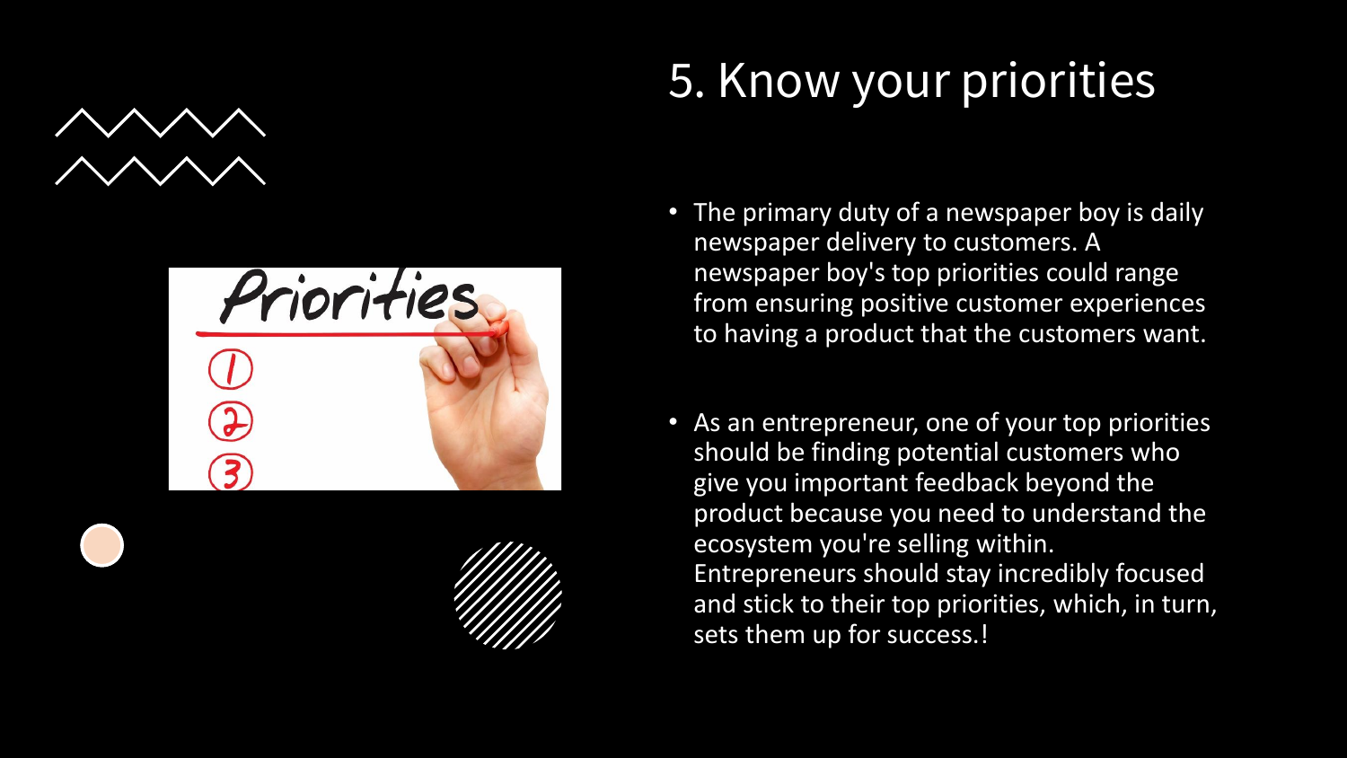# 5. Know your priorities

- The primary duty of a newspaper boy is daily newspaper delivery to customers. A newspaper boy's top priorities could range from ensuring positive customer experiences to having a product that the customers want.
- As an entrepreneur, one of your top priorities should be finding potential customers who give you important feedback beyond the product because you need to understand the ecosystem you're selling within. Entrepreneurs should stay incredibly focused and stick to their top priorities, which, in turn, sets them up for success.!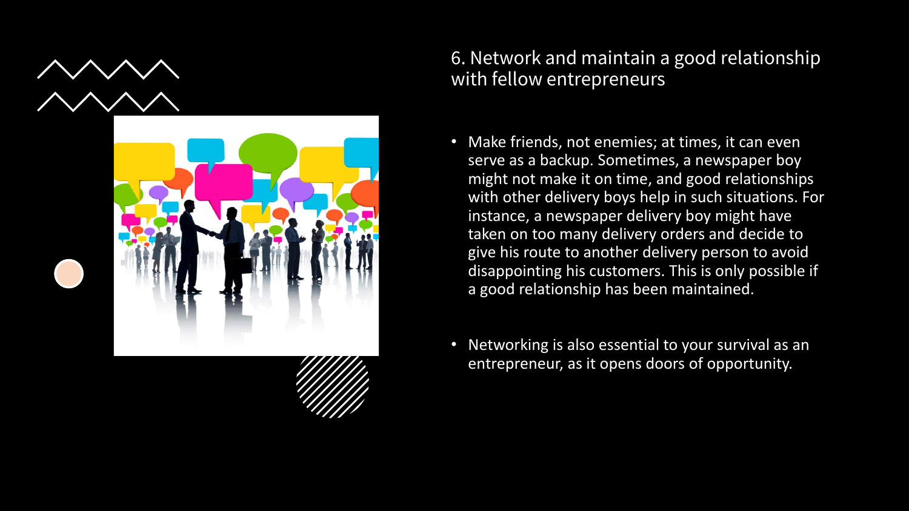## 6. Network and maintain a good relationship with fellow entrepreneurs

- Make friends, not enemies; at times, it can even serve as a backup. Sometimes, a newspaper boy might not make it on time, and good relationships with other delivery boys help in such situations. For instance, a newspaper delivery boy might have taken on too many delivery orders and decide to give his route to another delivery person to avoid disappointing his customers. This is only possible if a good relationship has been maintained.

- Networking is also essential to your survival as an entrepreneur, as it opens doors of opportunity.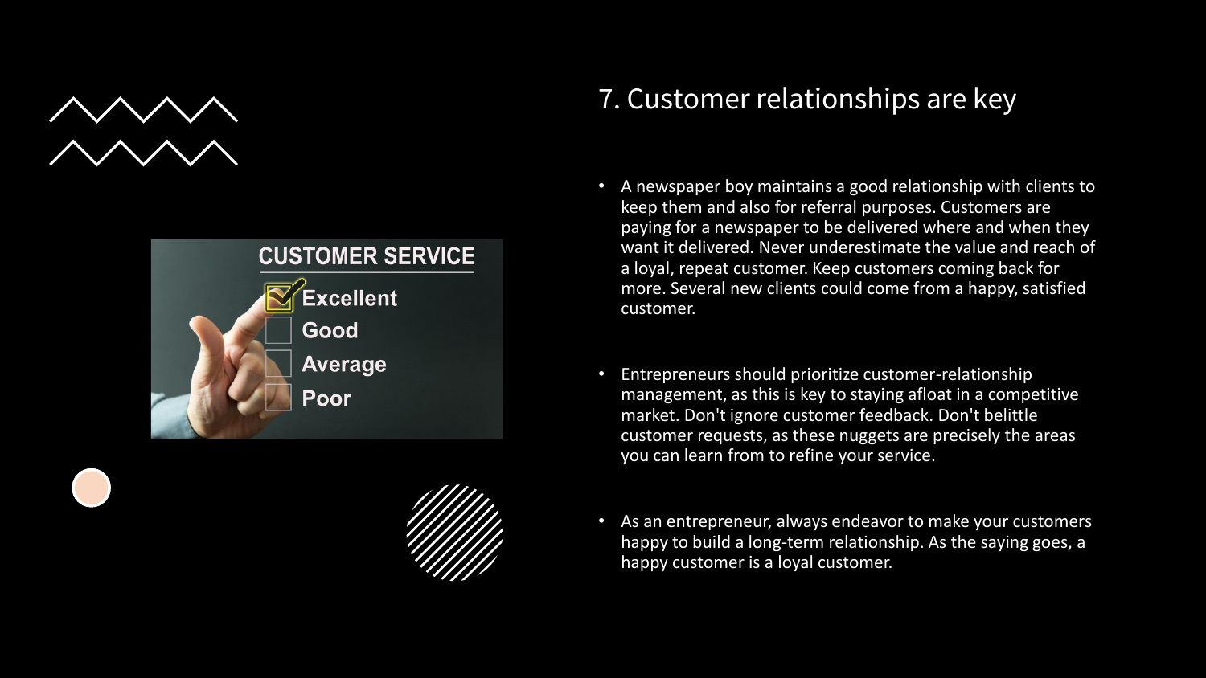## 7. Customer relationships are key

- A newspaper boy maintains a good relationship with clients to keep them and also for referral purposes. Customers are paying for a newspaper to be delivered where and when they want it delivered. Never underestimate the value and reach of a loyal, repeat customer. Keep customers coming back for more. Several new clients could come from a happy, satisfied customer.

- Entrepreneurs should prioritize customer-relationship management, as this is key to staying afloat in a competitive market. Don't ignore customer feedback. Don't belittle customer requests, as these nuggets are precisely the areas you can learn from to refine your service.

- As an entrepreneur, always endeavor to make your customers happy to build a long-term relationship. As the saying goes, a happy customer is a loyal customer.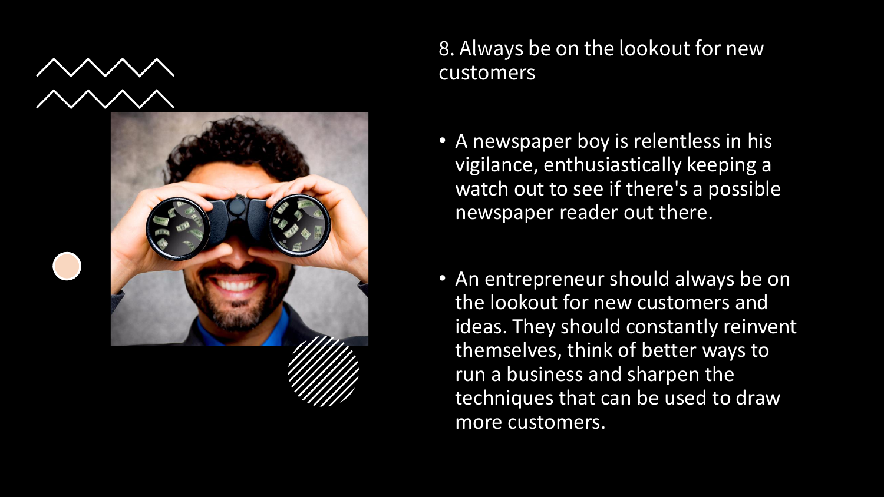## 8. Always be on the lookout for new customers

- A newspaper boy is relentless in his vigilance, enthusiastically keeping a watch out to see if there's a possible newspaper reader out there.
- An entrepreneur should always be on the lookout for new customers and ideas. They should constantly reinvent themselves, think of better ways to run a business and sharpen the techniques that can be used to draw more customers.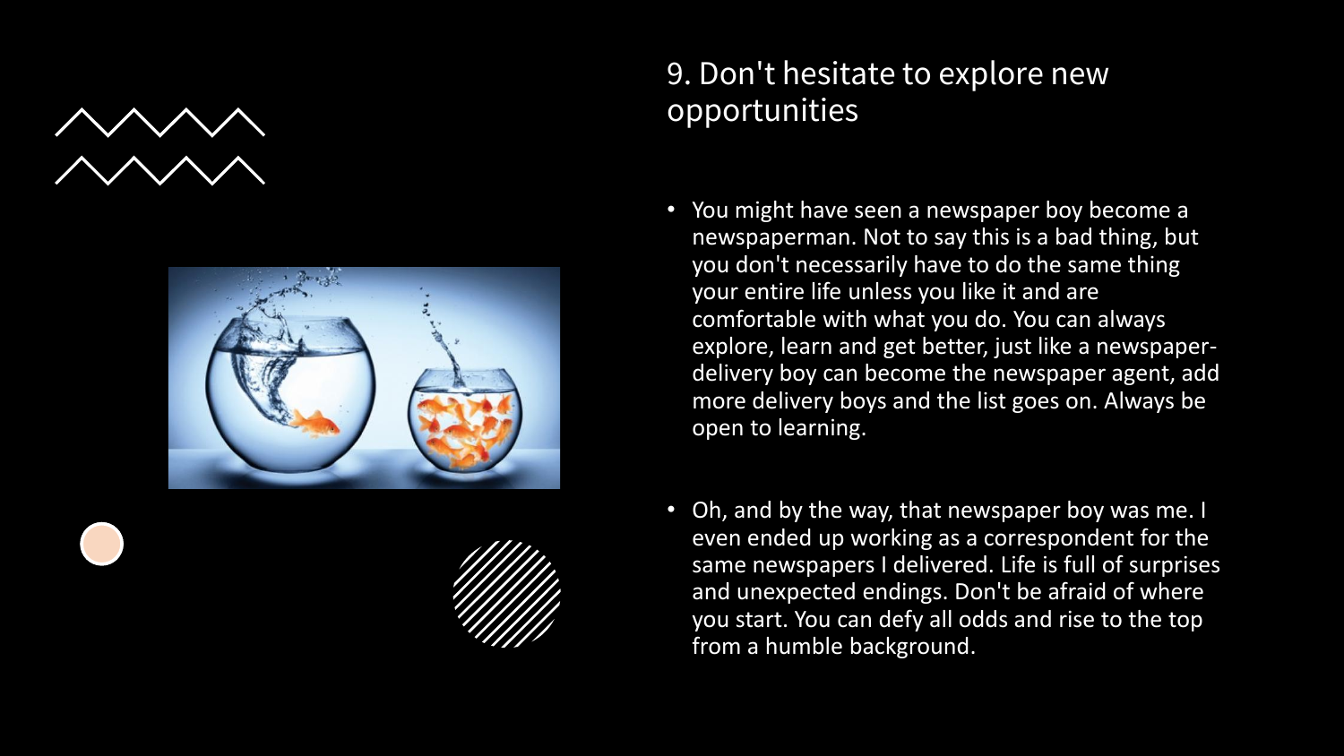## 9. Don't hesitate to explore new opportunities

- You might have seen a newspaper boy become a newspaperman. Not to say this is a bad thing, but you don't necessarily have to do the same thing your entire life unless you like it and are comfortable with what you do. You can always explore, learn and get better, just like a newspaper-delivery boy can become the newspaper agent, add more delivery boys and the list goes on. Always be open to learning.
- Oh, and by the way, that newspaper boy was me. I even ended up working as a correspondent for the same newspapers I delivered. Life is full of surprises and unexpected endings. Don't be afraid of where you start. You can defy all odds and rise to the top from a humble background.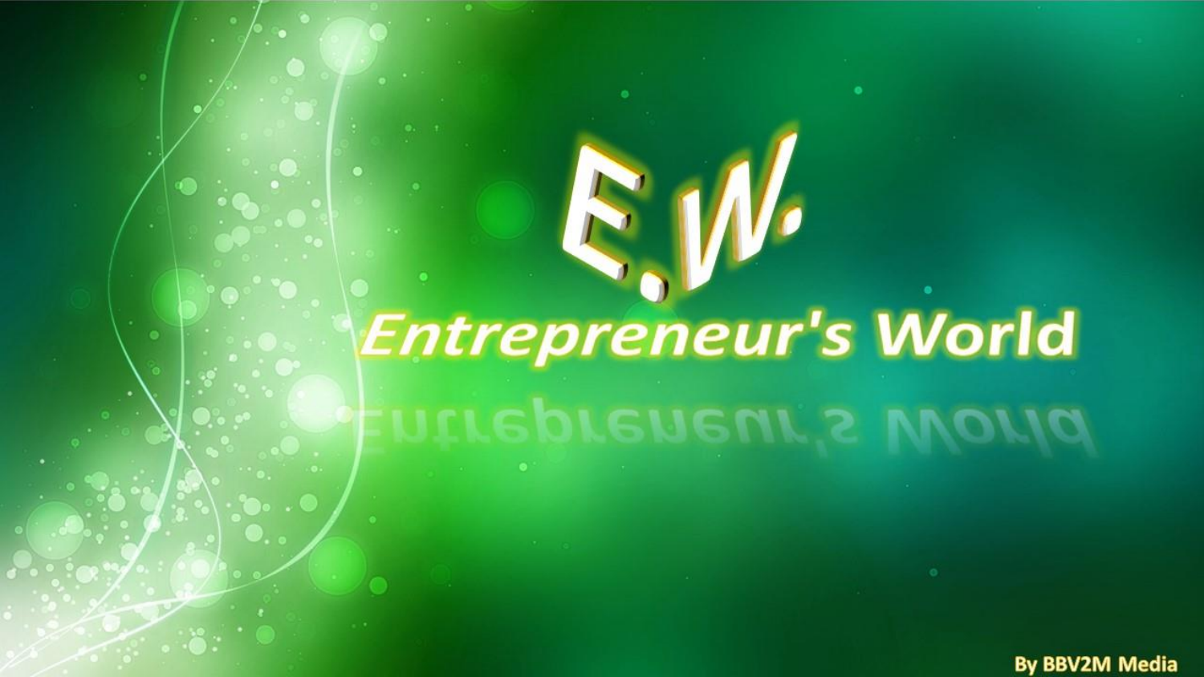# E.W.

## Entrepreneur's World

By BBV2M Media